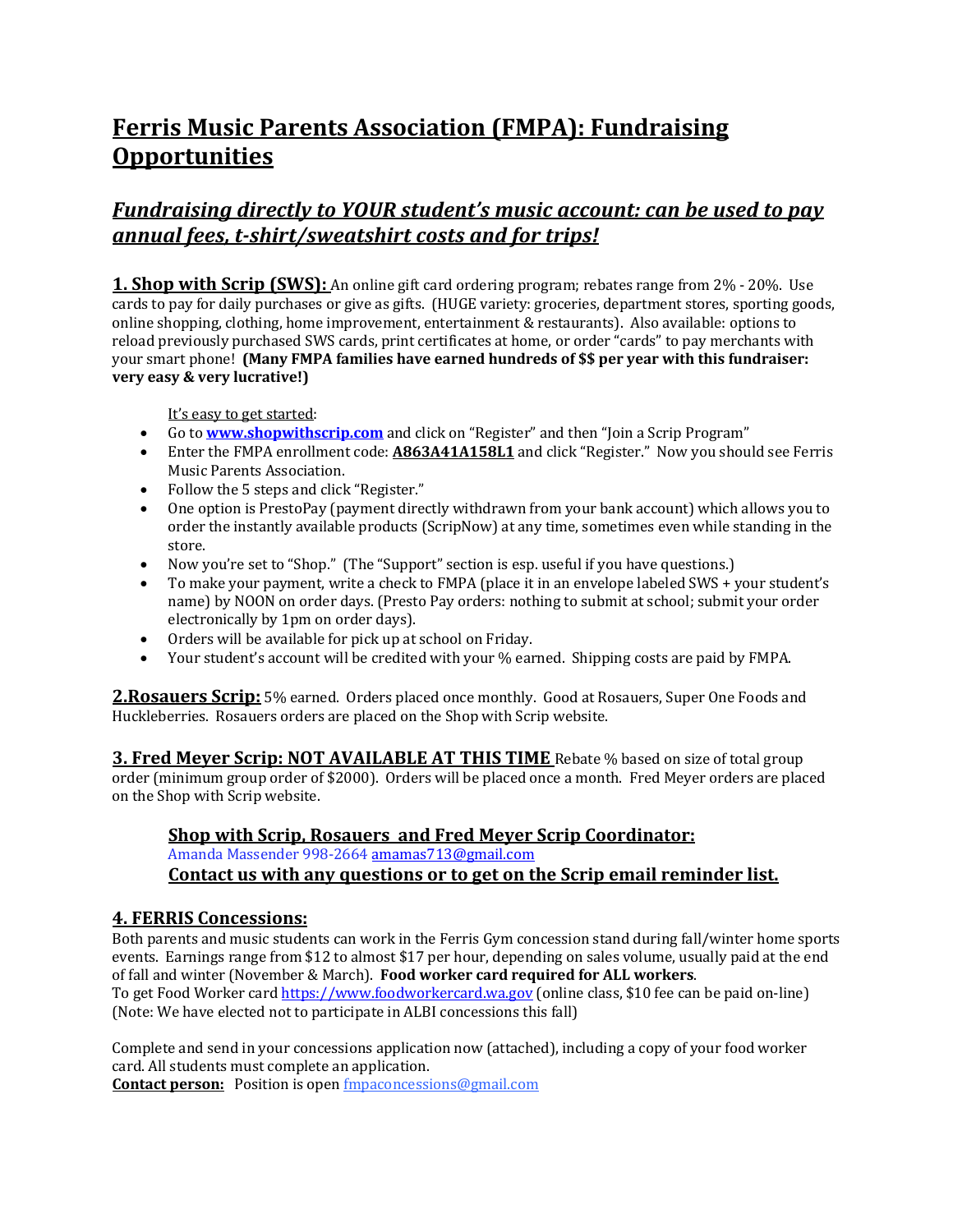# Ferris Music Parents Association (FMPA): Fundraising Opportunities

## *Fundraising directly to YOUR student's music account: can be used to pay annual fees, t-shirt/sweatshirt costs and for trips!*

**1. Shop with Scrip (SWS):** An online gift card ordering program; rebates range from 2% - 20%. Use cards to pay for daily purchases or give as gifts. (HUGE variety: groceries, department stores, sporting goods, online shopping, clothing, home improvement, entertainment & restaurants). Also available: options to reload previously purchased SWS cards, print certificates at home, or order "cards" to pay merchants with your smart phone! **(Many FMPA families have earned hundreds of $$ per year with this fundraiser: very easy & very lucrative!)**

It's easy to get started:

- Go to **[www.shopwithscrip.com](http://www.shopwithscrip.com)** and click on "Register" and then "Join a Scrip Program"
- Enter the FMPA enrollment code: **A863A41A158L1** and click "Register." Now you should see Ferris Music Parents Association.
- Follow the 5 steps and click "Register."
- One option is PrestoPay (payment directly withdrawn from your bank account) which allows you to order the instantly available products (ScripNow) at any time, sometimes even while standing in the store.
- Now you're set to "Shop." (The "Support" section is esp. useful if you have questions.)
- To make your payment, write a check to FMPA (place it in an envelope labeled SWS + your student's name) by NOON on order days. (Presto Pay orders: nothing to submit at school; submit your order electronically by 1pm on order days).
- Orders will be available for pick up at school on Friday.
- Your student's account will be credited with your % earned. Shipping costs are paid by FMPA.

**2.Rosauers Scrip:** 5% earned. Orders placed once monthly. Good at Rosauers, Super One Foods and Huckleberries. Rosauers orders are placed on the Shop with Scrip website.

**3. Fred Meyer Scrip: NOT AVAILABLE AT THIS TIME** Rebate % based on size of total group order (minimum group order of $2000). Orders will be placed once a month. Fred Meyer orders are placed on the Shop with Scrip website.

**Shop with Scrip, Rosauers and Fred Meyer Scrip Coordinator:**
Amanda Massender 998-2664 [amamas713@gmail.com](mailto:amamas713@gmail.com)
**Contact us with any questions or to get on the Scrip email reminder list.**

**4. FERRIS Concessions:**
Both parents and music students can work in the Ferris Gym concession stand during fall/winter home sports events. Earnings range from $12 to almost $17 per hour, depending on sales volume, usually paid at the end of fall and winter (November & March). **Food worker card required for ALL workers**.
To get Food Worker card [https://www.foodworkercard.wa.gov](https://www.foodworkercard.wa.gov) (online class, $10 fee can be paid on-line)
(Note: We have elected not to participate in ALBI concessions this fall)

Complete and send in your concessions application now (attached), including a copy of your food worker card. All students must complete an application.
**Contact person:** Position is open [fmpaconcessions@gmail.com](mailto:fmpaconcessions@gmail.com)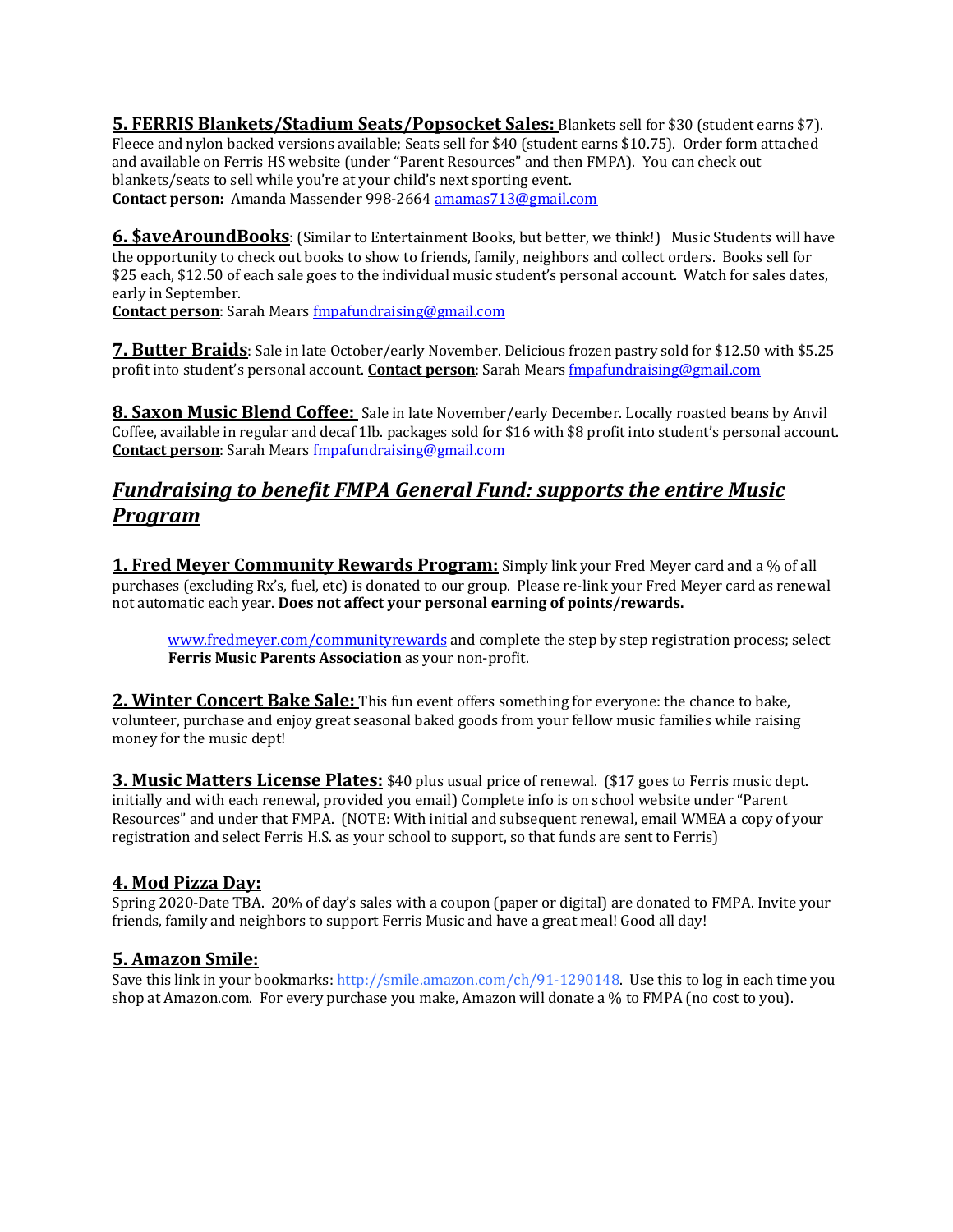**5. FERRIS Blankets/Stadium Seats/Popsocket Sales:** Blankets sell for $30 (student earns $7). Fleece and nylon backed versions available; Seats sell for $40 (student earns $10.75). Order form attached and available on Ferris HS website (under "Parent Resources" and then FMPA). You can check out blankets/seats to sell while you're at your child's next sporting event.
**Contact person:** Amanda Massender 998-2664 amamas713@gmail.com

**6. $aveAroundBooks**: (Similar to Entertainment Books, but better, we think!) Music Students will have the opportunity to check out books to show to friends, family, neighbors and collect orders. Books sell for $25 each, $12.50 of each sale goes to the individual music student's personal account. Watch for sales dates, early in September.
**Contact person**: Sarah Mears fmpafundraising@gmail.com

**7. Butter Braids**: Sale in late October/early November. Delicious frozen pastry sold for $12.50 with $5.25 profit into student's personal account. **Contact person**: Sarah Mears fmpafundraising@gmail.com

**8. Saxon Music Blend Coffee:** Sale in late November/early December. Locally roasted beans by Anvil Coffee, available in regular and decaf 1lb. packages sold for $16 with $8 profit into student's personal account.
**Contact person**: Sarah Mears fmpafundraising@gmail.com

## *Fundraising to benefit FMPA General Fund: supports the entire Music Program*

**1. Fred Meyer Community Rewards Program:** Simply link your Fred Meyer card and a % of all purchases (excluding Rx's, fuel, etc) is donated to our group. Please re-link your Fred Meyer card as renewal not automatic each year. **Does not affect your personal earning of points/rewards.**

> www.fredmeyer.com/communityrewards and complete the step by step registration process; select **Ferris Music Parents Association** as your non-profit.

**2. Winter Concert Bake Sale:** This fun event offers something for everyone: the chance to bake, volunteer, purchase and enjoy great seasonal baked goods from your fellow music families while raising money for the music dept!

**3. Music Matters License Plates:** $40 plus usual price of renewal. ($17 goes to Ferris music dept. initially and with each renewal, provided you email) Complete info is on school website under "Parent Resources" and under that FMPA. (NOTE: With initial and subsequent renewal, email WMEA a copy of your registration and select Ferris H.S. as your school to support, so that funds are sent to Ferris)

**4. Mod Pizza Day:**
Spring 2020-Date TBA. 20% of day's sales with a coupon (paper or digital) are donated to FMPA. Invite your friends, family and neighbors to support Ferris Music and have a great meal! Good all day!

**5. Amazon Smile:**
Save this link in your bookmarks: http://smile.amazon.com/ch/91-1290148. Use this to log in each time you shop at Amazon.com. For every purchase you make, Amazon will donate a % to FMPA (no cost to you).